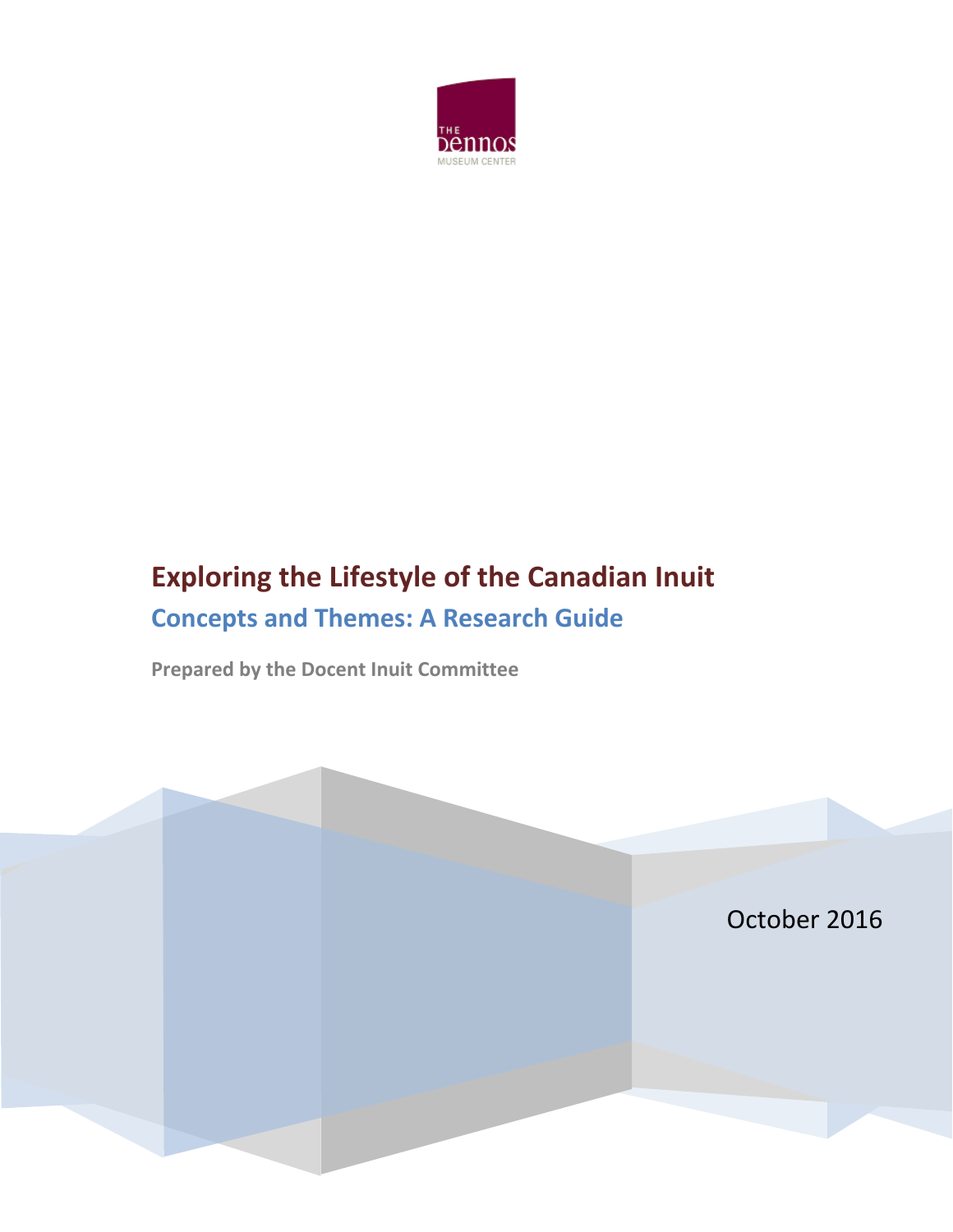THE
Dennos
MUSEUM CENTER

# Exploring the Lifestyle of the Canadian Inuit

## Concepts and Themes: A Research Guide

**Prepared by the Docent Inuit Committee**

October 2016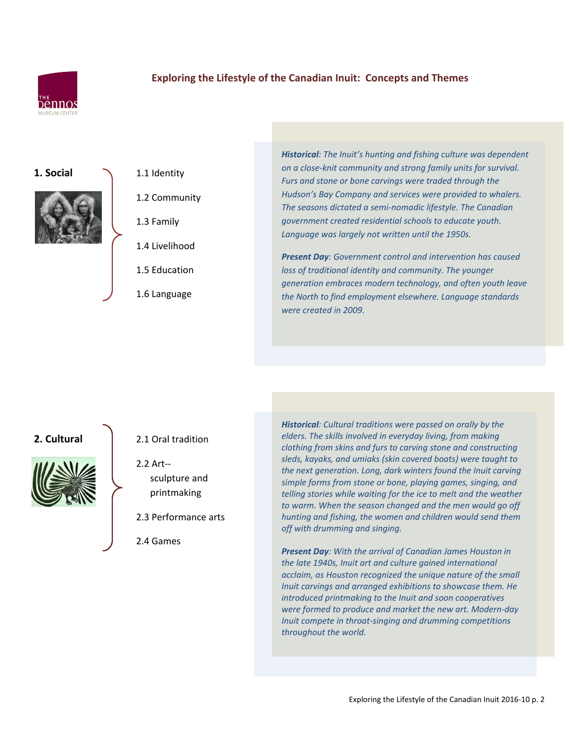# Exploring the Lifestyle of the Canadian Inuit: Concepts and Themes

## 1. Social

- 1.1 Identity
- 1.2 Community
- 1.3 Family
- 1.4 Livelihood
- 1.5 Education
- 1.6 Language

***Historical**: The Inuit's hunting and fishing culture was dependent on a close-knit community and strong family units for survival. Furs and stone or bone carvings were traded through the Hudson's Bay Company and services were provided to whalers. The seasons dictated a semi-nomadic lifestyle. The Canadian government created residential schools to educate youth. Language was largely not written until the 1950s.*

***Present Day**: Government control and intervention has caused loss of traditional identity and community. The younger generation embraces modern technology, and often youth leave the North to find employment elsewhere. Language standards were created in 2009.*

## 2. Cultural

- 2.1 Oral tradition
- 2.2 Art-- sculpture and printmaking
- 2.3 Performance arts
- 2.4 Games

***Historical**: Cultural traditions were passed on orally by the elders. The skills involved in everyday living, from making clothing from skins and furs to carving stone and constructing sleds, kayaks, and umiaks (skin covered boats) were taught to the next generation. Long, dark winters found the Inuit carving simple forms from stone or bone, playing games, singing, and telling stories while waiting for the ice to melt and the weather to warm. When the season changed and the men would go off hunting and fishing, the women and children would send them off with drumming and singing.*

***Present Day**: With the arrival of Canadian James Houston in the late 1940s, Inuit art and culture gained international acclaim, as Houston recognized the unique nature of the small Inuit carvings and arranged exhibitions to showcase them. He introduced printmaking to the Inuit and soon cooperatives were formed to produce and market the new art. Modern-day Inuit compete in throat-singing and drumming competitions throughout the world.*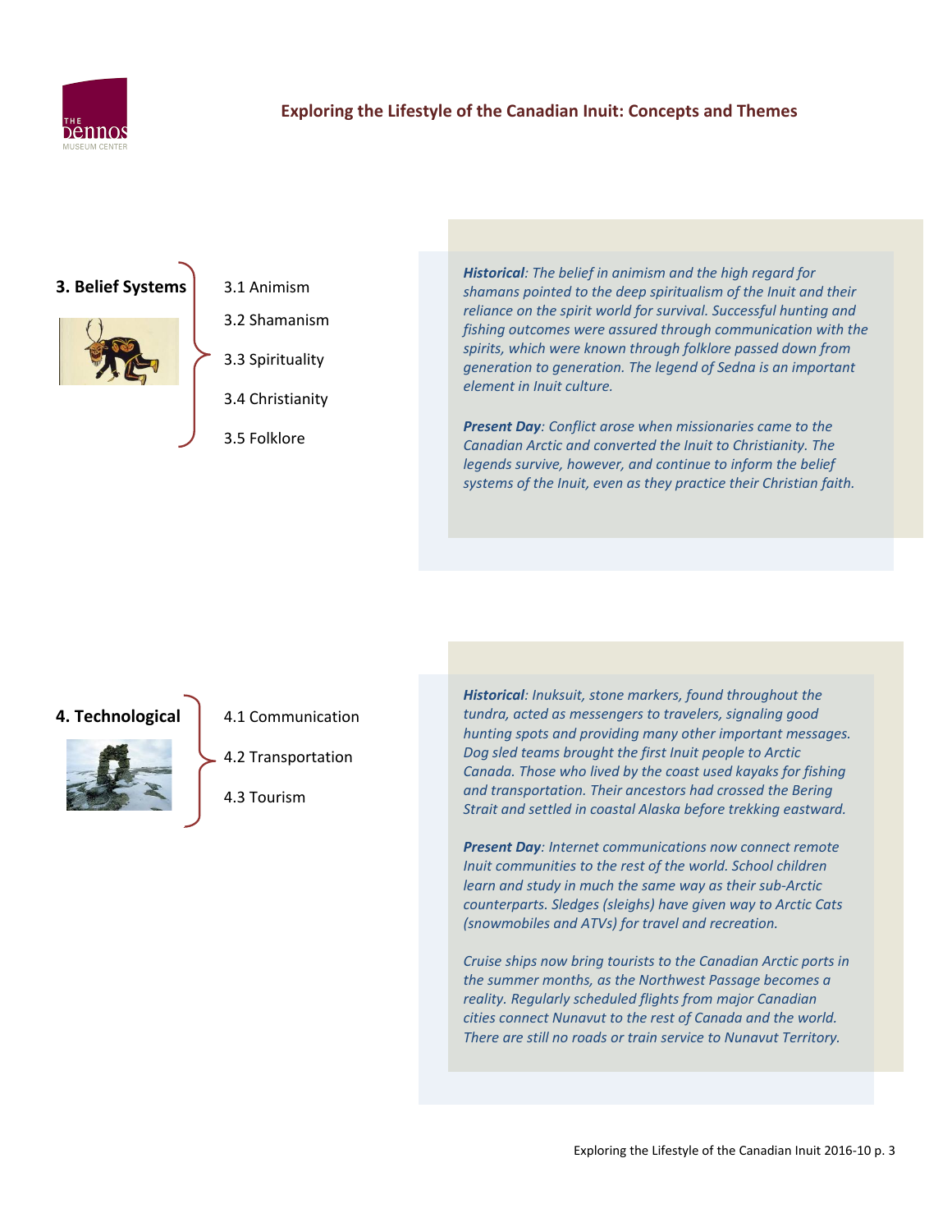## 3. Belief Systems

- 3.1 Animism
- 3.2 Shamanism
- 3.3 Spirituality
- 3.4 Christianity
- 3.5 Folklore

***Historical****: The belief in animism and the high regard for shamans pointed to the deep spiritualism of the Inuit and their reliance on the spirit world for survival. Successful hunting and fishing outcomes were assured through communication with the spirits, which were known through folklore passed down from generation to generation. The legend of Sedna is an important element in Inuit culture.*

***Present Day****: Conflict arose when missionaries came to the Canadian Arctic and converted the Inuit to Christianity. The legends survive, however, and continue to inform the belief systems of the Inuit, even as they practice their Christian faith.*

## 4. Technological

- 4.1 Communication
- 4.2 Transportation
- 4.3 Tourism

***Historical****: Inuksuit, stone markers, found throughout the tundra, acted as messengers to travelers, signaling good hunting spots and providing many other important messages. Dog sled teams brought the first Inuit people to Arctic Canada. Those who lived by the coast used kayaks for fishing and transportation. Their ancestors had crossed the Bering Strait and settled in coastal Alaska before trekking eastward.*

***Present Day****: Internet communications now connect remote Inuit communities to the rest of the world. School children learn and study in much the same way as their sub-Arctic counterparts. Sledges (sleighs) have given way to Arctic Cats (snowmobiles and ATVs) for travel and recreation.*

*Cruise ships now bring tourists to the Canadian Arctic ports in the summer months, as the Northwest Passage becomes a reality. Regularly scheduled flights from major Canadian cities connect Nunavut to the rest of Canada and the world. There are still no roads or train service to Nunavut Territory.*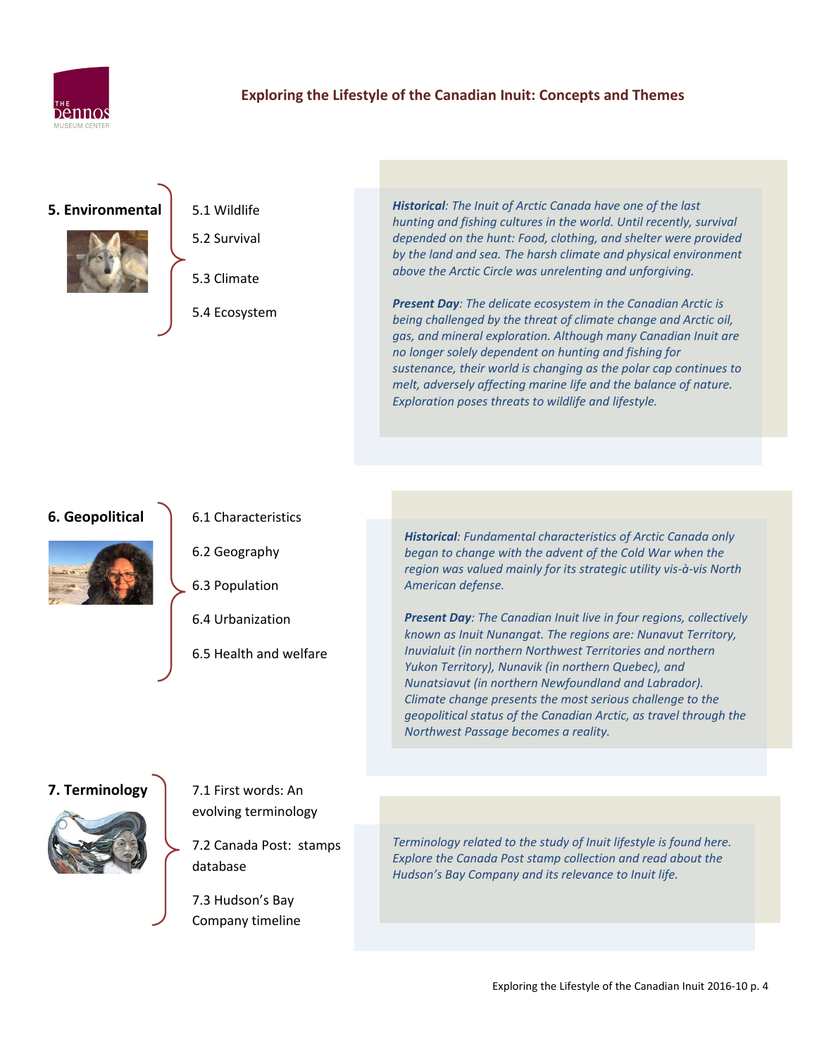## 5. Environmental

- 5.1 Wildlife
- 5.2 Survival
- 5.3 Climate
- 5.4 Ecosystem

***Historical****: The Inuit of Arctic Canada have one of the last hunting and fishing cultures in the world. Until recently, survival depended on the hunt: Food, clothing, and shelter were provided by the land and sea. The harsh climate and physical environment above the Arctic Circle was unrelenting and unforgiving.*

***Present Day****: The delicate ecosystem in the Canadian Arctic is being challenged by the threat of climate change and Arctic oil, gas, and mineral exploration. Although many Canadian Inuit are no longer solely dependent on hunting and fishing for sustenance, their world is changing as the polar cap continues to melt, adversely affecting marine life and the balance of nature. Exploration poses threats to wildlife and lifestyle.*

## 6. Geopolitical

- 6.1 Characteristics
- 6.2 Geography
- 6.3 Population
- 6.4 Urbanization
- 6.5 Health and welfare

***Historical****: Fundamental characteristics of Arctic Canada only began to change with the advent of the Cold War when the region was valued mainly for its strategic utility vis-à-vis North American defense.*

***Present Day****: The Canadian Inuit live in four regions, collectively known as Inuit Nunangat. The regions are: Nunavut Territory, Inuvialuit (in northern Northwest Territories and northern Yukon Territory), Nunavik (in northern Quebec), and Nunatsiavut (in northern Newfoundland and Labrador). Climate change presents the most serious challenge to the geopolitical status of the Canadian Arctic, as travel through the Northwest Passage becomes a reality.*

## 7. Terminology

- 7.1 First words: An evolving terminology
- 7.2 Canada Post: stamps database
- 7.3 Hudson's Bay Company timeline

*Terminology related to the study of Inuit lifestyle is found here. Explore the Canada Post stamp collection and read about the Hudson's Bay Company and its relevance to Inuit life.*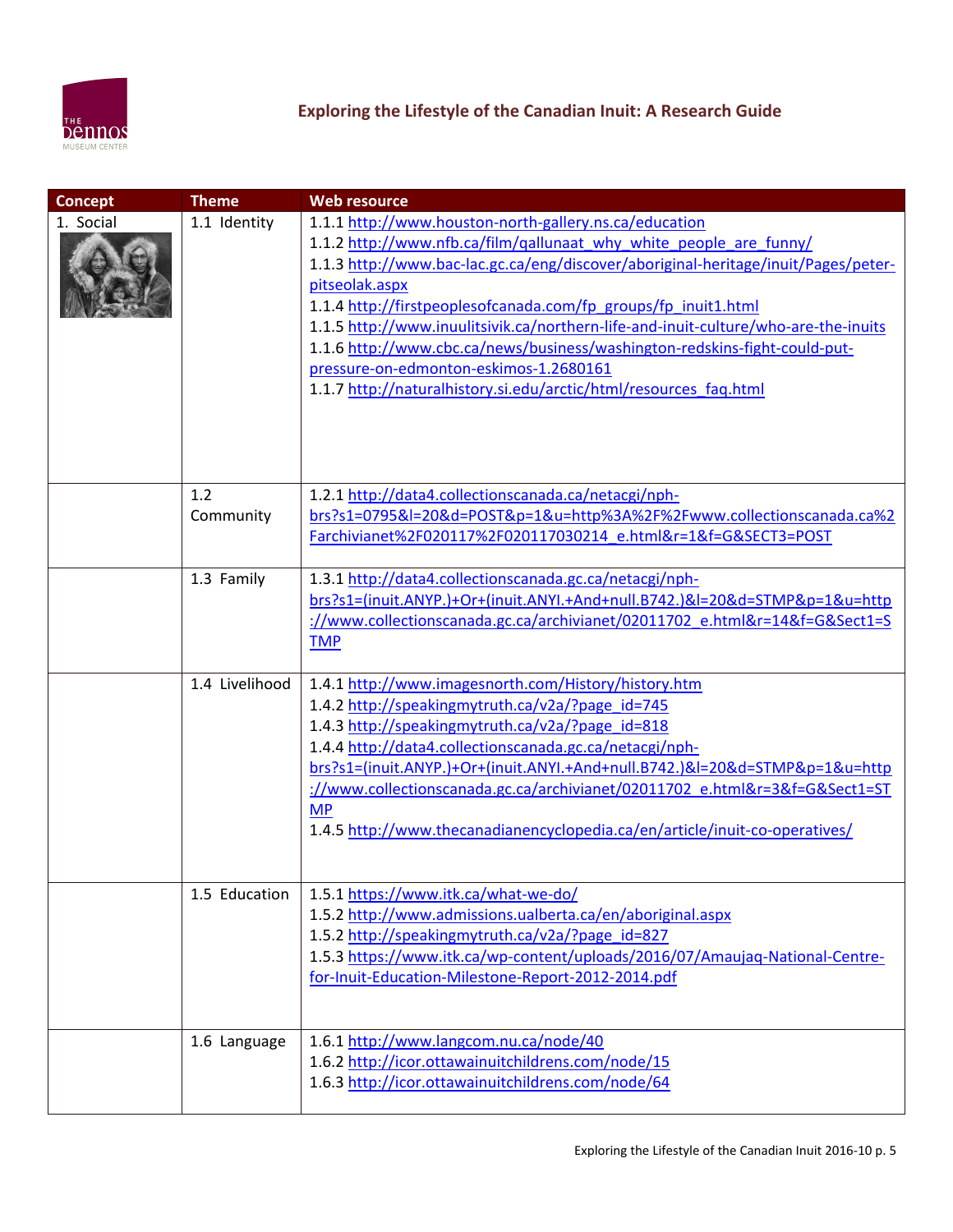## Exploring the Lifestyle of the Canadian Inuit: A Research Guide

| Concept | Theme | Web resource |
|---|---|---|
| 1. Social | 1.1 Identity | 1.1.1 http://www.houston-north-gallery.ns.ca/education<br>1.1.2 http://www.nfb.ca/film/qallunaat_why_white_people_are_funny/<br>1.1.3 http://www.bac-lac.gc.ca/eng/discover/aboriginal-heritage/inuit/Pages/peter-pitseolak.aspx<br>1.1.4 http://firstpeoplesofcanada.com/fp_groups/fp_inuit1.html<br>1.1.5 http://www.inuulitsivik.ca/northern-life-and-inuit-culture/who-are-the-inuits<br>1.1.6 http://www.cbc.ca/news/business/washington-redskins-fight-could-put-pressure-on-edmonton-eskimos-1.2680161<br>1.1.7 http://naturalhistory.si.edu/arctic/html/resources_faq.html |
| | 1.2 Community | 1.2.1 http://data4.collectionscanada.ca/netacgi/nph-brs?s1=0795&l=20&d=POST&p=1&u=http%3A%2F%2Fwww.collectionscanada.ca%2Farchivianet%2F020117%2F020117030214_e.html&r=1&f=G&SECT3=POST |
| | 1.3 Family | 1.3.1 http://data4.collectionscanada.gc.ca/netacgi/nph-brs?s1=(inuit.ANYP.)+Or+(inuit.ANYI.+And+null.B742.)&l=20&d=STMP&p=1&u=http://www.collectionscanada.gc.ca/archivianet/02011702_e.html&r=14&f=G&Sect1=STMP |
| | 1.4 Livelihood | 1.4.1 http://www.imagesnorth.com/History/history.htm<br>1.4.2 http://speakingmytruth.ca/v2a/?page_id=745<br>1.4.3 http://speakingmytruth.ca/v2a/?page_id=818<br>1.4.4 http://data4.collectionscanada.gc.ca/netacgi/nph-brs?s1=(inuit.ANYP.)+Or+(inuit.ANYI.+And+null.B742.)&l=20&d=STMP&p=1&u=http://www.collectionscanada.gc.ca/archivianet/02011702_e.html&r=3&f=G&Sect1=STMP<br>1.4.5 http://www.thecanadianencyclopedia.ca/en/article/inuit-co-operatives/ |
| | 1.5 Education | 1.5.1 https://www.itk.ca/what-we-do/<br>1.5.2 http://www.admissions.ualberta.ca/en/aboriginal.aspx<br>1.5.2 http://speakingmytruth.ca/v2a/?page_id=827<br>1.5.3 https://www.itk.ca/wp-content/uploads/2016/07/Amaujaq-National-Centre-for-Inuit-Education-Milestone-Report-2012-2014.pdf |
| | 1.6 Language | 1.6.1 http://www.langcom.nu.ca/node/40<br>1.6.2 http://icor.ottawainuitchildrens.com/node/15<br>1.6.3 http://icor.ottawainuitchildrens.com/node/64 |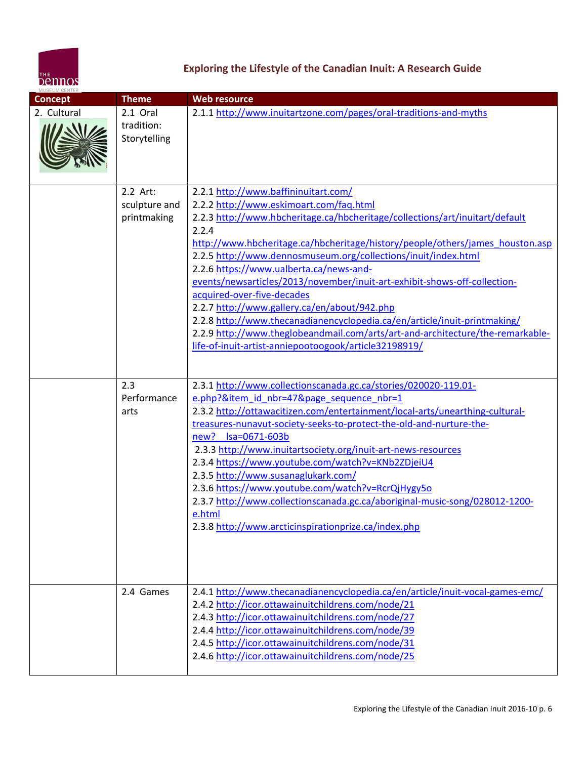## Exploring the Lifestyle of the Canadian Inuit: A Research Guide

| Concept | Theme | Web resource |
|---|---|---|
| 2. Cultural | 2.1 Oral tradition: Storytelling | 2.1.1 http://www.inuitartzone.com/pages/oral-traditions-and-myths |
| | 2.2 Art: sculpture and printmaking | 2.2.1 http://www.baffininuitart.com/<br>2.2.2 http://www.eskimoart.com/faq.html<br>2.2.3 http://www.hbcheritage.ca/hbcheritage/collections/art/inuitart/default<br>2.2.4 http://www.hbcheritage.ca/hbcheritage/history/people/others/james_houston.asp<br>2.2.5 http://www.dennosmuseum.org/collections/inuit/index.html<br>2.2.6 https://www.ualberta.ca/news-and-events/newsarticles/2013/november/inuit-art-exhibit-shows-off-collection-acquired-over-five-decades<br>2.2.7 http://www.gallery.ca/en/about/942.php<br>2.2.8 http://www.thecanadianencyclopedia.ca/en/article/inuit-printmaking/<br>2.2.9 http://www.theglobeandmail.com/arts/art-and-architecture/the-remarkable-life-of-inuit-artist-anniepootoogook/article32198919/ |
| | 2.3 Performance arts | 2.3.1 http://www.collectionscanada.gc.ca/stories/020020-119.01-e.php?&item_id_nbr=47&page_sequence_nbr=1<br>2.3.2 http://ottawacitizen.com/entertainment/local-arts/unearthing-cultural-treasures-nunavut-society-seeks-to-protect-the-old-and-nurture-the-new?__lsa=0671-603b<br>2.3.3 http://www.inuitartsociety.org/inuit-art-news-resources<br>2.3.4 https://www.youtube.com/watch?v=KNb2ZDjeiU4<br>2.3.5 http://www.susanaglukark.com/<br>2.3.6 https://www.youtube.com/watch?v=RcrQjHygy5o<br>2.3.7 http://www.collectionscanada.gc.ca/aboriginal-music-song/028012-1200-e.html<br>2.3.8 http://www.arcticinspirationprize.ca/index.php |
| | 2.4 Games | 2.4.1 http://www.thecanadianencyclopedia.ca/en/article/inuit-vocal-games-emc/<br>2.4.2 http://icor.ottawainuitchildrens.com/node/21<br>2.4.3 http://icor.ottawainuitchildrens.com/node/27<br>2.4.4 http://icor.ottawainuitchildrens.com/node/39<br>2.4.5 http://icor.ottawainuitchildrens.com/node/31<br>2.4.6 http://icor.ottawainuitchildrens.com/node/25 |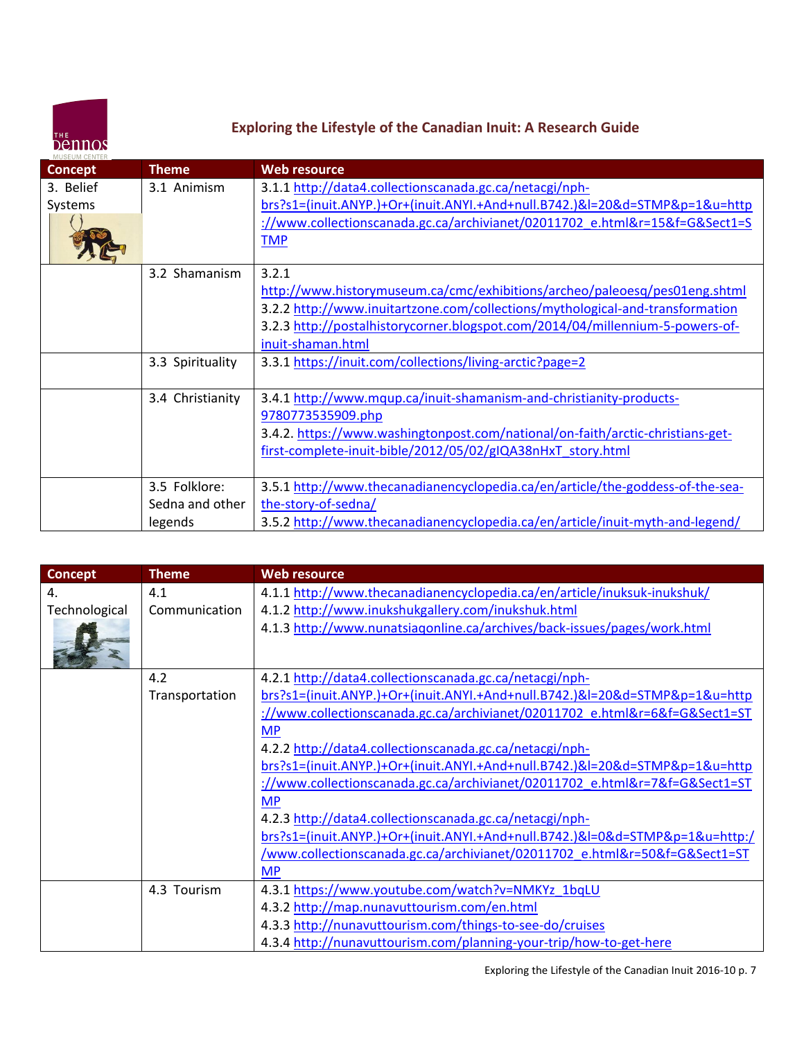## Exploring the Lifestyle of the Canadian Inuit: A Research Guide

| Concept | Theme | Web resource |
|---|---|---|
| 3. Belief Systems | 3.1 Animism | 3.1.1 http://data4.collectionscanada.gc.ca/netacgi/nph-brs?s1=(inuit.ANYP.)+Or+(inuit.ANYI.+And+null.B742.)&l=20&d=STMP&p=1&u=http://www.collectionscanada.gc.ca/archivianet/02011702_e.html&r=15&f=G&Sect1=STMP |
| | 3.2 Shamanism | 3.2.1 http://www.historymuseum.ca/cmc/exhibitions/archeo/paleoesq/pes01eng.shtml<br>3.2.2 http://www.inuitartzone.com/collections/mythological-and-transformation<br>3.2.3 http://postalhistorycorner.blogspot.com/2014/04/millennium-5-powers-of-inuit-shaman.html |
| | 3.3 Spirituality | 3.3.1 https://inuit.com/collections/living-arctic?page=2 |
| | 3.4 Christianity | 3.4.1 http://www.mqup.ca/inuit-shamanism-and-christianity-products-9780773535909.php<br>3.4.2. https://www.washingtonpost.com/national/on-faith/arctic-christians-get-first-complete-inuit-bible/2012/05/02/gIQA38nHxT_story.html |
| | 3.5 Folklore: Sedna and other legends | 3.5.1 http://www.thecanadianencyclopedia.ca/en/article/the-goddess-of-the-sea-the-story-of-sedna/<br>3.5.2 http://www.thecanadianencyclopedia.ca/en/article/inuit-myth-and-legend/ |

| Concept | Theme | Web resource |
|---|---|---|
| 4. Technological | 4.1 Communication | 4.1.1 http://www.thecanadianencyclopedia.ca/en/article/inuksuk-inukshuk/<br>4.1.2 http://www.inukshukgallery.com/inukshuk.html<br>4.1.3 http://www.nunatsiaqonline.ca/archives/back-issues/pages/work.html |
| | 4.2 Transportation | 4.2.1 http://data4.collectionscanada.gc.ca/netacgi/nph-brs?s1=(inuit.ANYP.)+Or+(inuit.ANYI.+And+null.B742.)&l=20&d=STMP&p=1&u=http://www.collectionscanada.gc.ca/archivianet/02011702_e.html&r=6&f=G&Sect1=STMP<br>4.2.2 http://data4.collectionscanada.gc.ca/netacgi/nph-brs?s1=(inuit.ANYP.)+Or+(inuit.ANYI.+And+null.B742.)&l=20&d=STMP&p=1&u=http://www.collectionscanada.gc.ca/archivianet/02011702_e.html&r=7&f=G&Sect1=STMP<br>4.2.3 http://data4.collectionscanada.gc.ca/netacgi/nph-brs?s1=(inuit.ANYP.)+Or+(inuit.ANYI.+And+null.B742.)&l=0&d=STMP&p=1&u=http://www.collectionscanada.gc.ca/archivianet/02011702_e.html&r=50&f=G&Sect1=STMP |
| | 4.3 Tourism | 4.3.1 https://www.youtube.com/watch?v=NMKYz_1bqLU<br>4.3.2 http://map.nunavuttourism.com/en.html<br>4.3.3 http://nunavuttourism.com/things-to-see-do/cruises<br>4.3.4 http://nunavuttourism.com/planning-your-trip/how-to-get-here |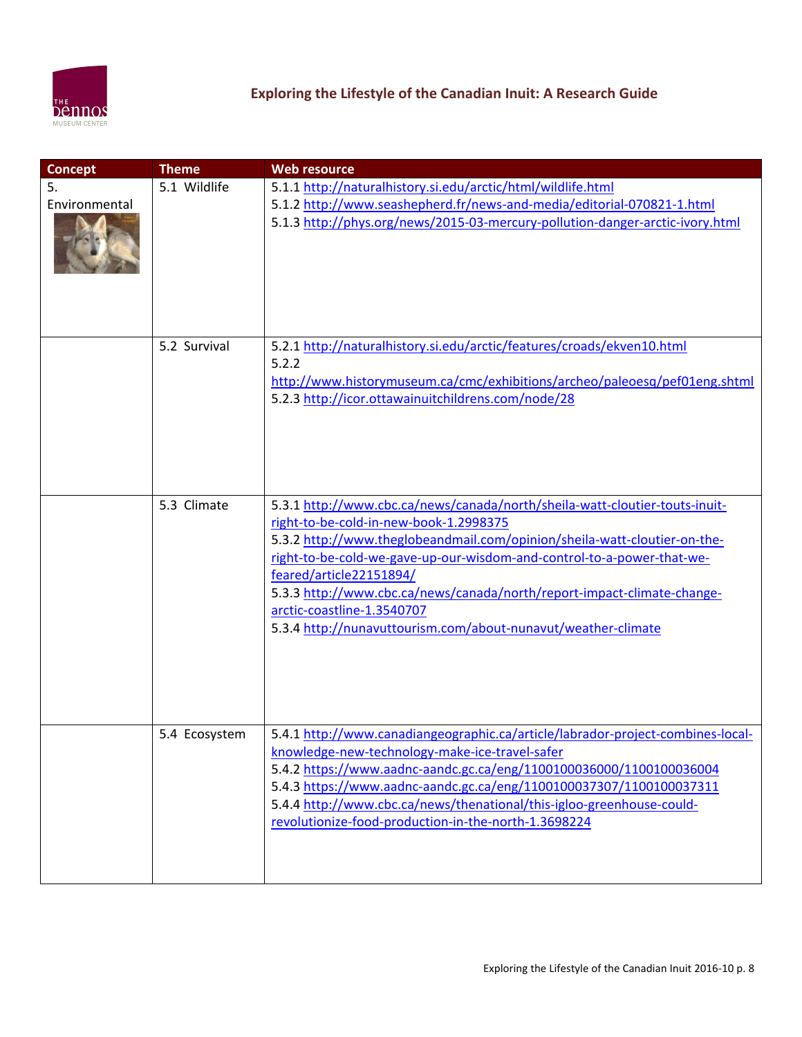| Concept | Theme | Web resource |
|---|---|---|
| 5. Environmental | 5.1 Wildlife | 5.1.1 http://naturalhistory.si.edu/arctic/html/wildlife.html<br>5.1.2 http://www.seashepherd.fr/news-and-media/editorial-070821-1.html<br>5.1.3 http://phys.org/news/2015-03-mercury-pollution-danger-arctic-ivory.html |
| | 5.2 Survival | 5.2.1 http://naturalhistory.si.edu/arctic/features/croads/ekven10.html<br>5.2.2 http://www.historymuseum.ca/cmc/exhibitions/archeo/paleoesq/pef01eng.shtml<br>5.2.3 http://icor.ottawainuitchildrens.com/node/28 |
| | 5.3 Climate | 5.3.1 http://www.cbc.ca/news/canada/north/sheila-watt-cloutier-touts-inuit-right-to-be-cold-in-new-book-1.2998375<br>5.3.2 http://www.theglobeandmail.com/opinion/sheila-watt-cloutier-on-the-right-to-be-cold-we-gave-up-our-wisdom-and-control-to-a-power-that-we-feared/article22151894/<br>5.3.3 http://www.cbc.ca/news/canada/north/report-impact-climate-change-arctic-coastline-1.3540707<br>5.3.4 http://nunavuttourism.com/about-nunavut/weather-climate |
| | 5.4 Ecosystem | 5.4.1 http://www.canadiangeographic.ca/article/labrador-project-combines-local-knowledge-new-technology-make-ice-travel-safer<br>5.4.2 https://www.aadnc-aandc.gc.ca/eng/1100100036000/1100100036004<br>5.4.3 https://www.aadnc-aandc.gc.ca/eng/1100100037307/1100100037311<br>5.4.4 http://www.cbc.ca/news/thenational/this-igloo-greenhouse-could-revolutionize-food-production-in-the-north-1.3698224 |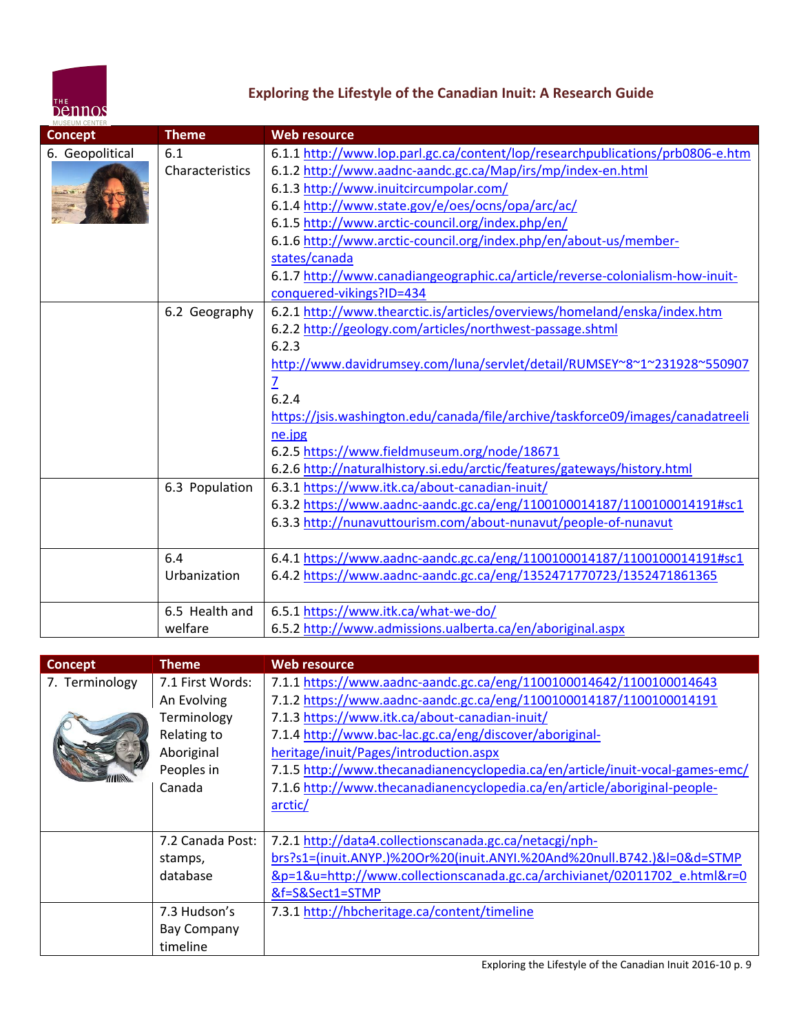## Exploring the Lifestyle of the Canadian Inuit: A Research Guide

| Concept | Theme | Web resource |
|---|---|---|
| 6. Geopolitical | 6.1 Characteristics | 6.1.1 http://www.lop.parl.gc.ca/content/lop/researchpublications/prb0806-e.htm<br>6.1.2 http://www.aadnc-aandc.gc.ca/Map/irs/mp/index-en.html<br>6.1.3 http://www.inuitcircumpolar.com/<br>6.1.4 http://www.state.gov/e/oes/ocns/opa/arc/ac/<br>6.1.5 http://www.arctic-council.org/index.php/en/<br>6.1.6 http://www.arctic-council.org/index.php/en/about-us/member-states/canada<br>6.1.7 http://www.canadiangeographic.ca/article/reverse-colonialism-how-inuit-conquered-vikings?ID=434 |
| | 6.2 Geography | 6.2.1 http://www.thearctic.is/articles/overviews/homeland/enska/index.htm<br>6.2.2 http://geology.com/articles/northwest-passage.shtml<br>6.2.3 http://www.davidrumsey.com/luna/servlet/detail/RUMSEY~8~1~231928~5509077<br>6.2.4 https://jsis.washington.edu/canada/file/archive/taskforce09/images/canadatreeline.jpg<br>6.2.5 https://www.fieldmuseum.org/node/18671<br>6.2.6 http://naturalhistory.si.edu/arctic/features/gateways/history.html |
| | 6.3 Population | 6.3.1 https://www.itk.ca/about-canadian-inuit/<br>6.3.2 https://www.aadnc-aandc.gc.ca/eng/1100100014187/1100100014191#sc1<br>6.3.3 http://nunavuttourism.com/about-nunavut/people-of-nunavut |
| | 6.4 Urbanization | 6.4.1 https://www.aadnc-aandc.gc.ca/eng/1100100014187/1100100014191#sc1<br>6.4.2 https://www.aadnc-aandc.gc.ca/eng/1352471770723/1352471861365 |
| | 6.5 Health and welfare | 6.5.1 https://www.itk.ca/what-we-do/<br>6.5.2 http://www.admissions.ualberta.ca/en/aboriginal.aspx |

| Concept | Theme | Web resource |
|---|---|---|
| 7. Terminology | 7.1 First Words: An Evolving Terminology Relating to Aboriginal Peoples in Canada | 7.1.1 https://www.aadnc-aandc.gc.ca/eng/1100100014642/1100100014643<br>7.1.2 https://www.aadnc-aandc.gc.ca/eng/1100100014187/1100100014191<br>7.1.3 https://www.itk.ca/about-canadian-inuit/<br>7.1.4 http://www.bac-lac.gc.ca/eng/discover/aboriginal-heritage/inuit/Pages/introduction.aspx<br>7.1.5 http://www.thecanadianencyclopedia.ca/en/article/inuit-vocal-games-emc/<br>7.1.6 http://www.thecanadianencyclopedia.ca/en/article/aboriginal-people-arctic/ |
| | 7.2 Canada Post: stamps, database | 7.2.1 http://data4.collectionscanada.gc.ca/netacgi/nph-brs?s1=(inuit.ANYP.)%20Or%20(inuit.ANYI.%20And%20null.B742.)&l=0&d=STMP&p=1&u=http://www.collectionscanada.gc.ca/archivianet/02011702_e.html&r=0&f=S&Sect1=STMP |
| | 7.3 Hudson's Bay Company timeline | 7.3.1 http://hbcheritage.ca/content/timeline |